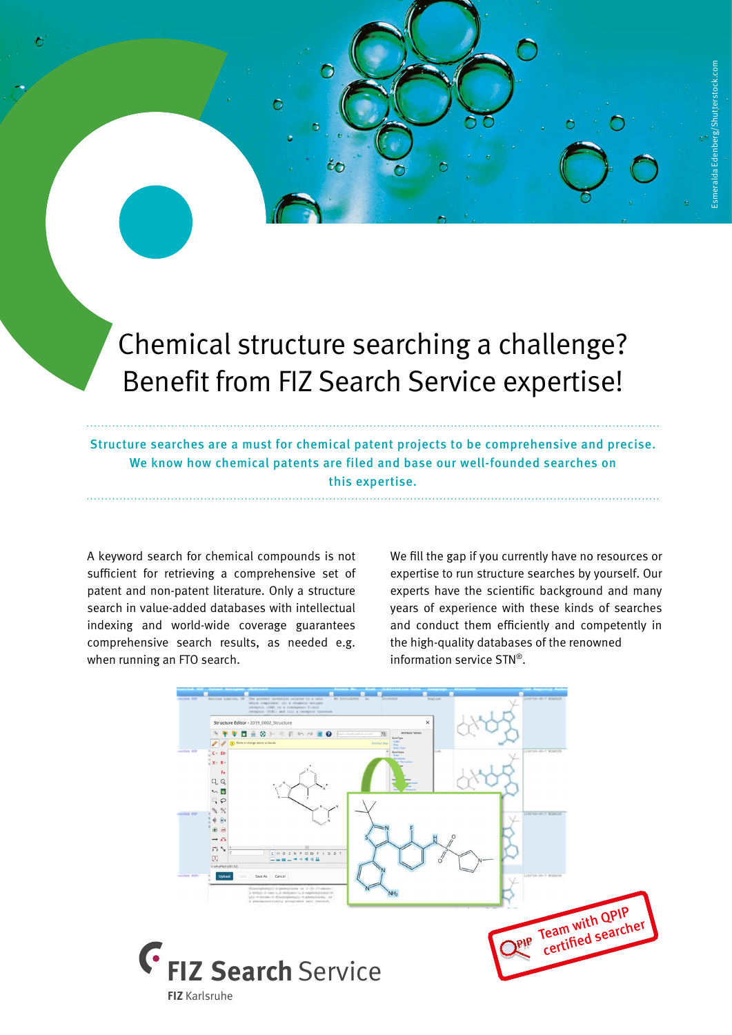# Chemical structure searching a challenge? Benefit from FIZ Search Service expertise!

**Structure searches are a must for chemical patent projects to be comprehensive and precise. We know how chemical patents are filed and base our well-founded searches on this expertise.**

A keyword search for chemical compounds is not sufficient for retrieving a comprehensive set of patent and non-patent literature. Only a structure search in value-added databases with intellectual indexing and world-wide coverage guarantees comprehensive search results, as needed e.g. when running an FTO search.

We fill the gap if you currently have no resources or expertise to run structure searches by yourself. Our experts have the scientific background and many years of experience with these kinds of searches and conduct them efficiently and competently in the high-quality databases of the renowned information service STN®.

Team with QPIP certified searcher

FIZ Search Service

FIZ Karlsruhe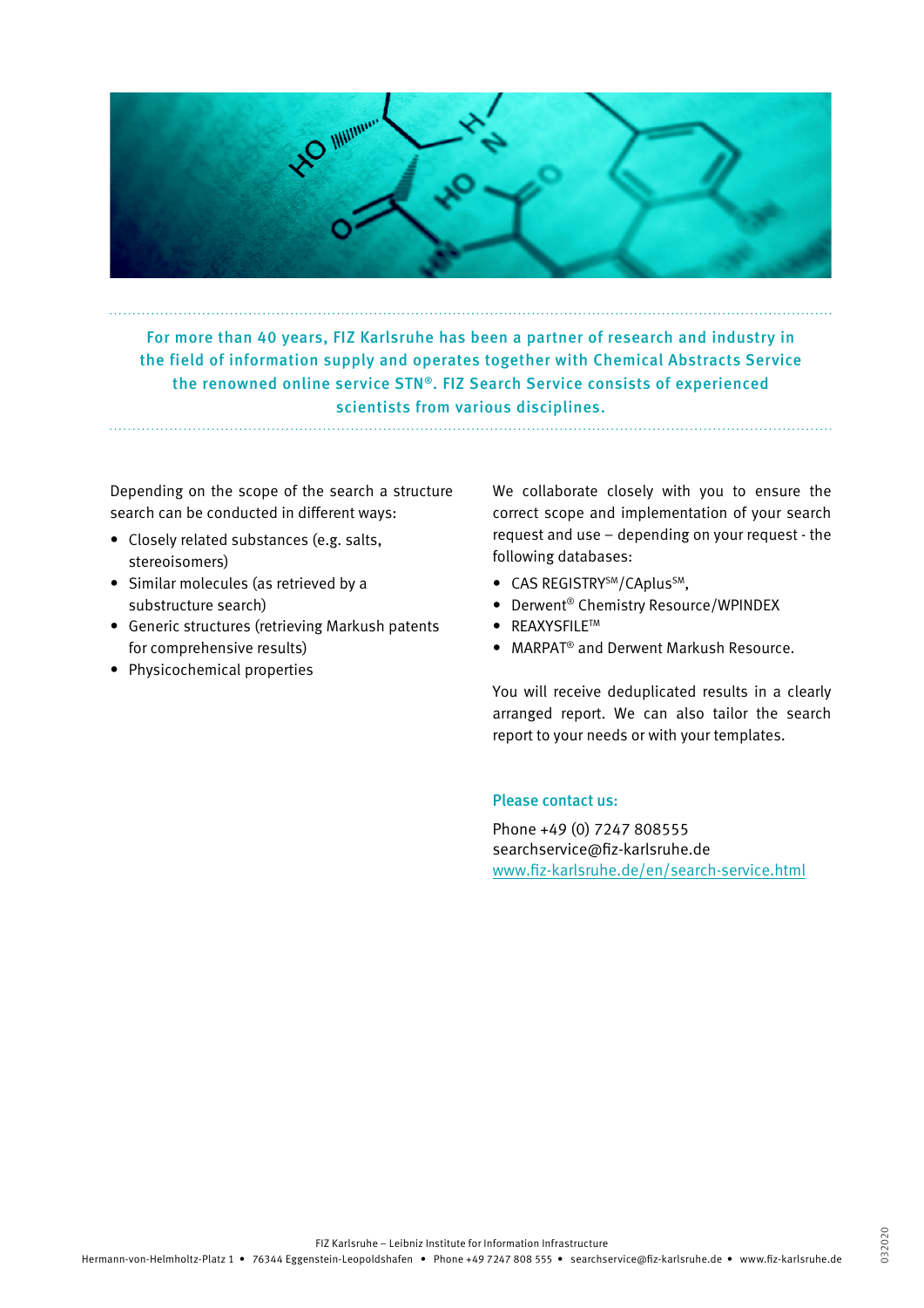For more than 40 years, FIZ Karlsruhe has been a partner of research and industry in the field of information supply and operates together with Chemical Abstracts Service the renowned online service STN®. FIZ Search Service consists of experienced scientists from various disciplines.

Depending on the scope of the search a structure search can be conducted in different ways:

- Closely related substances (e.g. salts, stereoisomers)
- Similar molecules (as retrieved by a substructure search)
- Generic structures (retrieving Markush patents for comprehensive results)
- Physicochemical properties

We collaborate closely with you to ensure the correct scope and implementation of your search request and use – depending on your request - the following databases:

- CAS REGISTRY℠/CAplus℠,
- Derwent® Chemistry Resource/WPINDEX
- REAXYSFILE™
- MARPAT® and Derwent Markush Resource.

You will receive deduplicated results in a clearly arranged report. We can also tailor the search report to your needs or with your templates.

**Please contact us:**

Phone +49 (0) 7247 808555
searchservice@fiz-karlsruhe.de
www.fiz-karlsruhe.de/en/search-service.html

FIZ Karlsruhe – Leibniz Institute for Information Infrastructure
Hermann-von-Helmholtz-Platz 1 • 76344 Eggenstein-Leopoldshafen • Phone +49 7247 808 555 • searchservice@fiz-karlsruhe.de • www.fiz-karlsruhe.de

032020